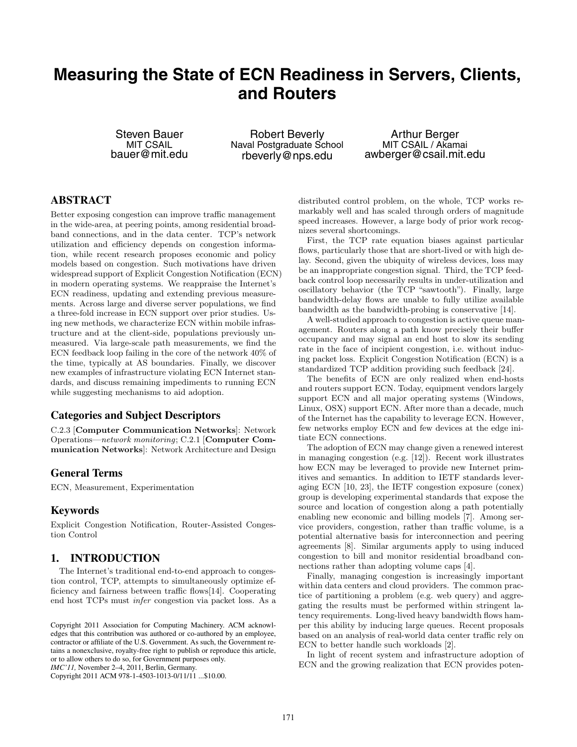# Measuring the State of ECN Readiness in Servers, Clients, and Routers

Steven Bauer
MIT CSAIL
bauer@mit.edu

Robert Beverly
Naval Postgraduate School
rbeverly@nps.edu

Arthur Berger
MIT CSAIL / Akamai
awberger@csail.mit.edu

## ABSTRACT

Better exposing congestion can improve traffic management in the wide-area, at peering points, among residential broadband connections, and in the data center. TCP's network utilization and efficiency depends on congestion information, while recent research proposes economic and policy models based on congestion. Such motivations have driven widespread support of Explicit Congestion Notification (ECN) in modern operating systems. We reappraise the Internet's ECN readiness, updating and extending previous measurements. Across large and diverse server populations, we find a three-fold increase in ECN support over prior studies. Using new methods, we characterize ECN within mobile infrastructure and at the client-side, populations previously unmeasured. Via large-scale path measurements, we find the ECN feedback loop failing in the core of the network 40% of the time, typically at AS boundaries. Finally, we discover new examples of infrastructure violating ECN Internet standards, and discuss remaining impediments to running ECN while suggesting mechanisms to aid adoption.

### Categories and Subject Descriptors

C.2.3 [**Computer Communication Networks**]: Network Operations—*network monitoring*; C.2.1 [**Computer Communication Networks**]: Network Architecture and Design

### General Terms

ECN, Measurement, Experimentation

### Keywords

Explicit Congestion Notification, Router-Assisted Congestion Control

## 1. INTRODUCTION

The Internet's traditional end-to-end approach to congestion control, TCP, attempts to simultaneously optimize efficiency and fairness between traffic flows[14]. Cooperating end host TCPs must *infer* congestion via packet loss. As a distributed control problem, on the whole, TCP works remarkably well and has scaled through orders of magnitude speed increases. However, a large body of prior work recognizes several shortcomings.

First, the TCP rate equation biases against particular flows, particularly those that are short-lived or with high delay. Second, given the ubiquity of wireless devices, loss may be an inappropriate congestion signal. Third, the TCP feedback control loop necessarily results in under-utilization and oscillatory behavior (the TCP "sawtooth"). Finally, large bandwidth-delay flows are unable to fully utilize available bandwidth as the bandwidth-probing is conservative [14].

A well-studied approach to congestion is active queue management. Routers along a path know precisely their buffer occupancy and may signal an end host to slow its sending rate in the face of incipient congestion, i.e. without inducing packet loss. Explicit Congestion Notification (ECN) is a standardized TCP addition providing such feedback [24].

The benefits of ECN are only realized when end-hosts and routers support ECN. Today, equipment vendors largely support ECN and all major operating systems (Windows, Linux, OSX) support ECN. After more than a decade, much of the Internet has the capability to leverage ECN. However, few networks employ ECN and few devices at the edge initiate ECN connections.

The adoption of ECN may change given a renewed interest in managing congestion (e.g. [12]). Recent work illustrates how ECN may be leveraged to provide new Internet primitives and semantics. In addition to IETF standards leveraging ECN [10, 23], the IETF congestion exposure (conex) group is developing experimental standards that expose the source and location of congestion along a path potentially enabling new economic and billing models [7]. Among service providers, congestion, rather than traffic volume, is a potential alternative basis for interconnection and peering agreements [8]. Similar arguments apply to using induced congestion to bill and monitor residential broadband connections rather than adopting volume caps [4].

Finally, managing congestion is increasingly important within data centers and cloud providers. The common practice of partitioning a problem (e.g. web query) and aggregating the results must be performed within stringent latency requirements. Long-lived heavy bandwidth flows hamper this ability by inducing large queues. Recent proposals based on an analysis of real-world data center traffic rely on ECN to better handle such workloads [2].

In light of recent system and infrastructure adoption of ECN and the growing realization that ECN provides poten-

Copyright 2011 Association for Computing Machinery. ACM acknowledges that this contribution was authored or co-authored by an employee, contractor or affiliate of the U.S. Government. As such, the Government retains a nonexclusive, royalty-free right to publish or reproduce this article, or to allow others to do so, for Government purposes only.
*IMC'11,* November 2–4, 2011, Berlin, Germany.
Copyright 2011 ACM 978-1-4503-1013-0/11/11 ...$10.00.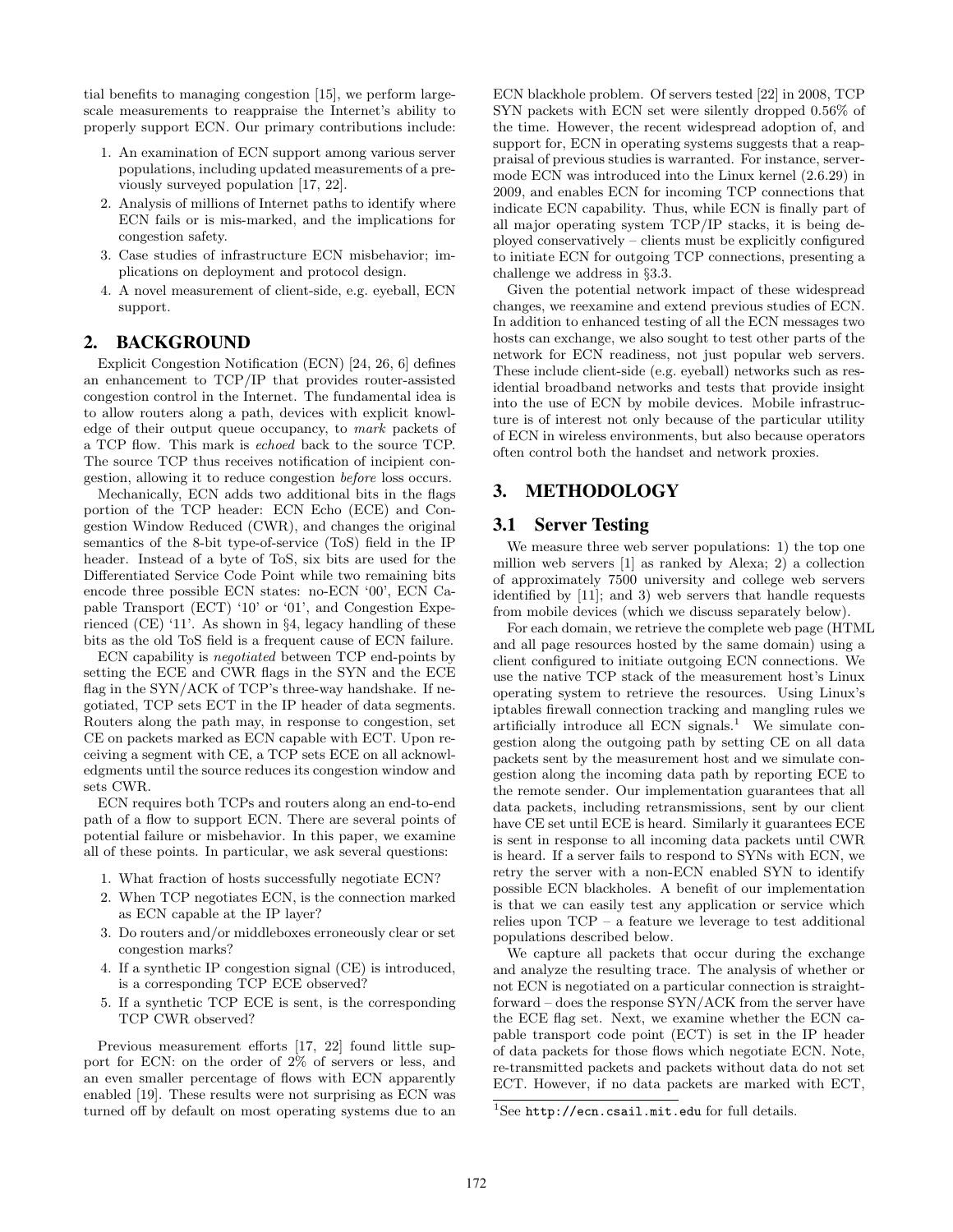tial benefits to managing congestion [15], we perform large-scale measurements to reappraise the Internet's ability to properly support ECN. Our primary contributions include:

1. An examination of ECN support among various server populations, including updated measurements of a previously surveyed population [17, 22].
2. Analysis of millions of Internet paths to identify where ECN fails or is mis-marked, and the implications for congestion safety.
3. Case studies of infrastructure ECN misbehavior; implications on deployment and protocol design.
4. A novel measurement of client-side, e.g. eyeball, ECN support.

## 2. BACKGROUND

Explicit Congestion Notification (ECN) [24, 26, 6] defines an enhancement to TCP/IP that provides router-assisted congestion control in the Internet. The fundamental idea is to allow routers along a path, devices with explicit knowledge of their output queue occupancy, to *mark* packets of a TCP flow. This mark is *echoed* back to the source TCP. The source TCP thus receives notification of incipient congestion, allowing it to reduce congestion *before* loss occurs.

Mechanically, ECN adds two additional bits in the flags portion of the TCP header: ECN Echo (ECE) and Congestion Window Reduced (CWR), and changes the original semantics of the 8-bit type-of-service (ToS) field in the IP header. Instead of a byte of ToS, six bits are used for the Differentiated Service Code Point while two remaining bits encode three possible ECN states: no-ECN '00', ECN Capable Transport (ECT) '10' or '01', and Congestion Experienced (CE) '11'. As shown in §4, legacy handling of these bits as the old ToS field is a frequent cause of ECN failure.

ECN capability is *negotiated* between TCP end-points by setting the ECE and CWR flags in the SYN and the ECE flag in the SYN/ACK of TCP's three-way handshake. If negotiated, TCP sets ECT in the IP header of data segments. Routers along the path may, in response to congestion, set CE on packets marked as ECN capable with ECT. Upon receiving a segment with CE, a TCP sets ECE on all acknowledgments until the source reduces its congestion window and sets CWR.

ECN requires both TCPs and routers along an end-to-end path of a flow to support ECN. There are several points of potential failure or misbehavior. In this paper, we examine all of these points. In particular, we ask several questions:

1. What fraction of hosts successfully negotiate ECN?
2. When TCP negotiates ECN, is the connection marked as ECN capable at the IP layer?
3. Do routers and/or middleboxes erroneously clear or set congestion marks?
4. If a synthetic IP congestion signal (CE) is introduced, is a corresponding TCP ECE observed?
5. If a synthetic TCP ECE is sent, is the corresponding TCP CWR observed?

Previous measurement efforts [17, 22] found little support for ECN: on the order of 2% of servers or less, and an even smaller percentage of flows with ECN apparently enabled [19]. These results were not surprising as ECN was turned off by default on most operating systems due to an ECN blackhole problem. Of servers tested [22] in 2008, TCP SYN packets with ECN set were silently dropped 0.56% of the time. However, the recent widespread adoption of, and support for, ECN in operating systems suggests that a reappraisal of previous studies is warranted. For instance, server-mode ECN was introduced into the Linux kernel (2.6.29) in 2009, and enables ECN for incoming TCP connections that indicate ECN capability. Thus, while ECN is finally part of all major operating system TCP/IP stacks, it is being deployed conservatively – clients must be explicitly configured to initiate ECN for outgoing TCP connections, presenting a challenge we address in §3.3.

Given the potential network impact of these widespread changes, we reexamine and extend previous studies of ECN. In addition to enhanced testing of all the ECN messages two hosts can exchange, we also sought to test other parts of the network for ECN readiness, not just popular web servers. These include client-side (e.g. eyeball) networks such as residential broadband networks and tests that provide insight into the use of ECN by mobile devices. Mobile infrastructure is of interest not only because of the particular utility of ECN in wireless environments, but also because operators often control both the handset and network proxies.

## 3. METHODOLOGY

### 3.1 Server Testing

We measure three web server populations: 1) the top one million web servers [1] as ranked by Alexa; 2) a collection of approximately 7500 university and college web servers identified by [11]; and 3) web servers that handle requests from mobile devices (which we discuss separately below).

For each domain, we retrieve the complete web page (HTML and all page resources hosted by the same domain) using a client configured to initiate outgoing ECN connections. We use the native TCP stack of the measurement host's Linux operating system to retrieve the resources. Using Linux's iptables firewall connection tracking and mangling rules we artificially introduce all ECN signals.[1] We simulate congestion along the outgoing path by setting CE on all data packets sent by the measurement host and we simulate congestion along the incoming data path by reporting ECE to the remote sender. Our implementation guarantees that all data packets, including retransmissions, sent by our client have CE set until ECE is heard. Similarly it guarantees ECE is sent in response to all incoming data packets until CWR is heard. If a server fails to respond to SYNs with ECN, we retry the server with a non-ECN enabled SYN to identify possible ECN blackholes. A benefit of our implementation is that we can easily test any application or service which relies upon TCP – a feature we leverage to test additional populations described below.

We capture all packets that occur during the exchange and analyze the resulting trace. The analysis of whether or not ECN is negotiated on a particular connection is straightforward – does the response SYN/ACK from the server have the ECE flag set. Next, we examine whether the ECN capable transport code point (ECT) is set in the IP header of data packets for those flows which negotiate ECN. Note, re-transmitted packets and packets without data do not set ECT. However, if no data packets are marked with ECT,

[1] See `http://ecn.csail.mit.edu` for full details.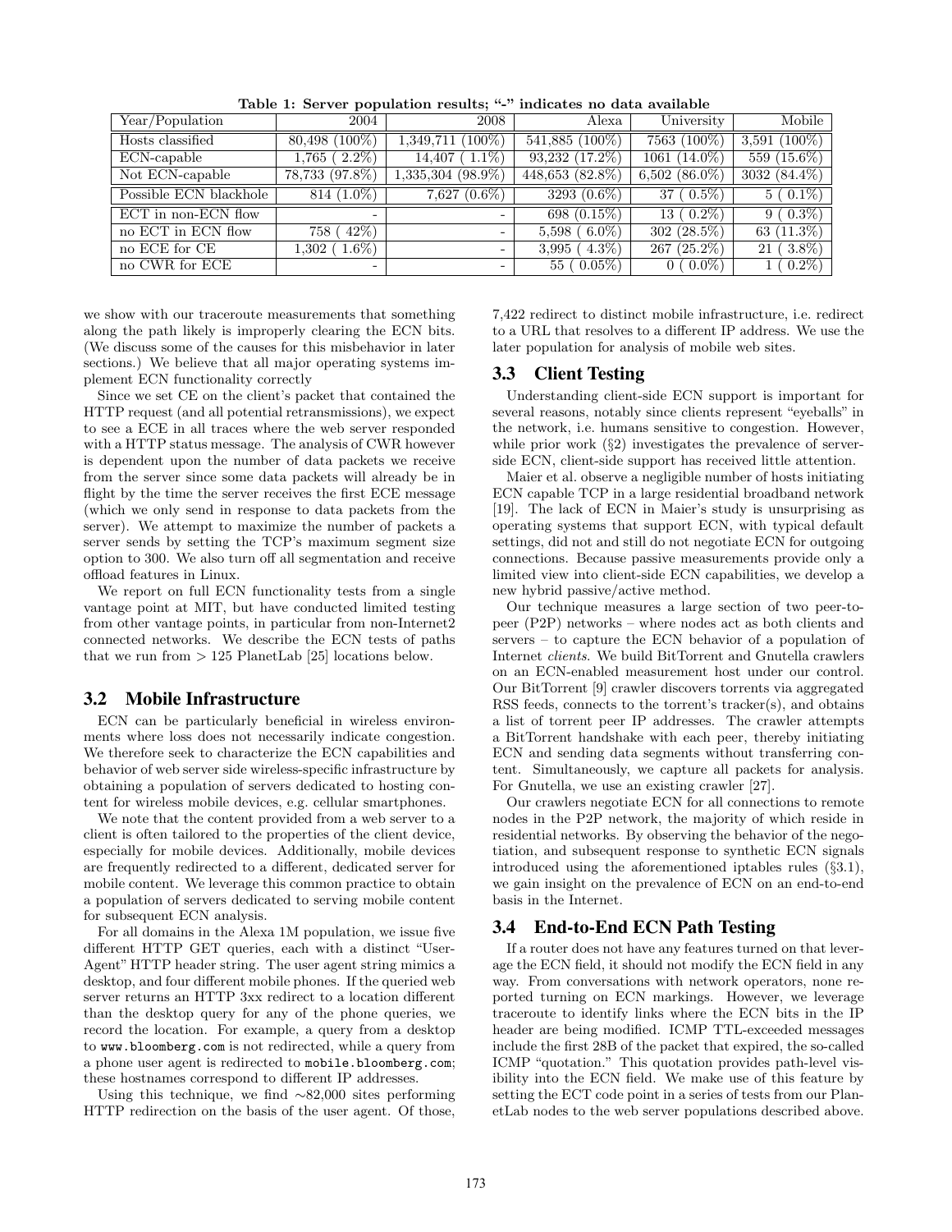**Table 1: Server population results; "-" indicates no data available**

| Year/Population | 2004 | 2008 | Alexa | University | Mobile |
|---|---|---|---|---|---|
| Hosts classified | 80,498 (100%) | 1,349,711 (100%) | 541,885 (100%) | 7563 (100%) | 3,591 (100%) |
| ECN-capable | 1,765 ( 2.2%) | 14,407 ( 1.1%) | 93,232 (17.2%) | 1061 (14.0%) | 559 (15.6%) |
| Not ECN-capable | 78,733 (97.8%) | 1,335,304 (98.9%) | 448,653 (82.8%) | 6,502 (86.0%) | 3032 (84.4%) |
| Possible ECN blackhole | 814 (1.0%) | 7,627 (0.6%) | 3293 (0.6%) | 37 ( 0.5%) | 5 ( 0.1%) |
| ECT in non-ECN flow | - | - | 698 (0.15%) | 13 ( 0.2%) | 9 ( 0.3%) |
| no ECT in ECN flow | 758 ( 42%) | - | 5,598 ( 6.0%) | 302 (28.5%) | 63 (11.3%) |
| no ECE for CE | 1,302 ( 1.6%) | - | 3,995 ( 4.3%) | 267 (25.2%) | 21 ( 3.8%) |
| no CWR for ECE | - | - | 55 ( 0.05%) | 0 ( 0.0%) | 1 ( 0.2%) |

we show with our traceroute measurements that something along the path likely is improperly clearing the ECN bits. (We discuss some of the causes for this misbehavior in later sections.) We believe that all major operating systems implement ECN functionality correctly

Since we set CE on the client's packet that contained the HTTP request (and all potential retransmissions), we expect to see a ECE in all traces where the web server responded with a HTTP status message. The analysis of CWR however is dependent upon the number of data packets we receive from the server since some data packets will already be in flight by the time the server receives the first ECE message (which we only send in response to data packets from the server). We attempt to maximize the number of packets a server sends by setting the TCP's maximum segment size option to 300. We also turn off all segmentation and receive offload features in Linux.

We report on full ECN functionality tests from a single vantage point at MIT, but have conducted limited testing from other vantage points, in particular from non-Internet2 connected networks. We describe the ECN tests of paths that we run from > 125 PlanetLab [25] locations below.

## 3.2 Mobile Infrastructure

ECN can be particularly beneficial in wireless environments where loss does not necessarily indicate congestion. We therefore seek to characterize the ECN capabilities and behavior of web server side wireless-specific infrastructure by obtaining a population of servers dedicated to hosting content for wireless mobile devices, e.g. cellular smartphones.

We note that the content provided from a web server to a client is often tailored to the properties of the client device, especially for mobile devices. Additionally, mobile devices are frequently redirected to a different, dedicated server for mobile content. We leverage this common practice to obtain a population of servers dedicated to serving mobile content for subsequent ECN analysis.

For all domains in the Alexa 1M population, we issue five different HTTP GET queries, each with a distinct "User-Agent" HTTP header string. The user agent string mimics a desktop, and four different mobile phones. If the queried web server returns an HTTP 3xx redirect to a location different than the desktop query for any of the phone queries, we record the location. For example, a query from a desktop to `www.bloomberg.com` is not redirected, while a query from a phone user agent is redirected to `mobile.bloomberg.com`; these hostnames correspond to different IP addresses.

Using this technique, we find ∼82,000 sites performing HTTP redirection on the basis of the user agent. Of those, 7,422 redirect to distinct mobile infrastructure, i.e. redirect to a URL that resolves to a different IP address. We use the later population for analysis of mobile web sites.

## 3.3 Client Testing

Understanding client-side ECN support is important for several reasons, notably since clients represent "eyeballs" in the network, i.e. humans sensitive to congestion. However, while prior work (§2) investigates the prevalence of server-side ECN, client-side support has received little attention.

Maier et al. observe a negligible number of hosts initiating ECN capable TCP in a large residential broadband network [19]. The lack of ECN in Maier's study is unsurprising as operating systems that support ECN, with typical default settings, did not and still do not negotiate ECN for outgoing connections. Because passive measurements provide only a limited view into client-side ECN capabilities, we develop a new hybrid passive/active method.

Our technique measures a large section of two peer-to-peer (P2P) networks – where nodes act as both clients and servers – to capture the ECN behavior of a population of Internet *clients*. We build BitTorrent and Gnutella crawlers on an ECN-enabled measurement host under our control. Our BitTorrent [9] crawler discovers torrents via aggregated RSS feeds, connects to the torrent's tracker(s), and obtains a list of torrent peer IP addresses. The crawler attempts a BitTorrent handshake with each peer, thereby initiating ECN and sending data segments without transferring content. Simultaneously, we capture all packets for analysis. For Gnutella, we use an existing crawler [27].

Our crawlers negotiate ECN for all connections to remote nodes in the P2P network, the majority of which reside in residential networks. By observing the behavior of the negotiation, and subsequent response to synthetic ECN signals introduced using the aforementioned iptables rules (§3.1), we gain insight on the prevalence of ECN on an end-to-end basis in the Internet.

## 3.4 End-to-End ECN Path Testing

If a router does not have any features turned on that leverage the ECN field, it should not modify the ECN field in any way. From conversations with network operators, none reported turning on ECN markings. However, we leverage traceroute to identify links where the ECN bits in the IP header are being modified. ICMP TTL-exceeded messages include the first 28B of the packet that expired, the so-called ICMP "quotation." This quotation provides path-level visibility into the ECN field. We make use of this feature by setting the ECT code point in a series of tests from our PlanetLab nodes to the web server populations described above.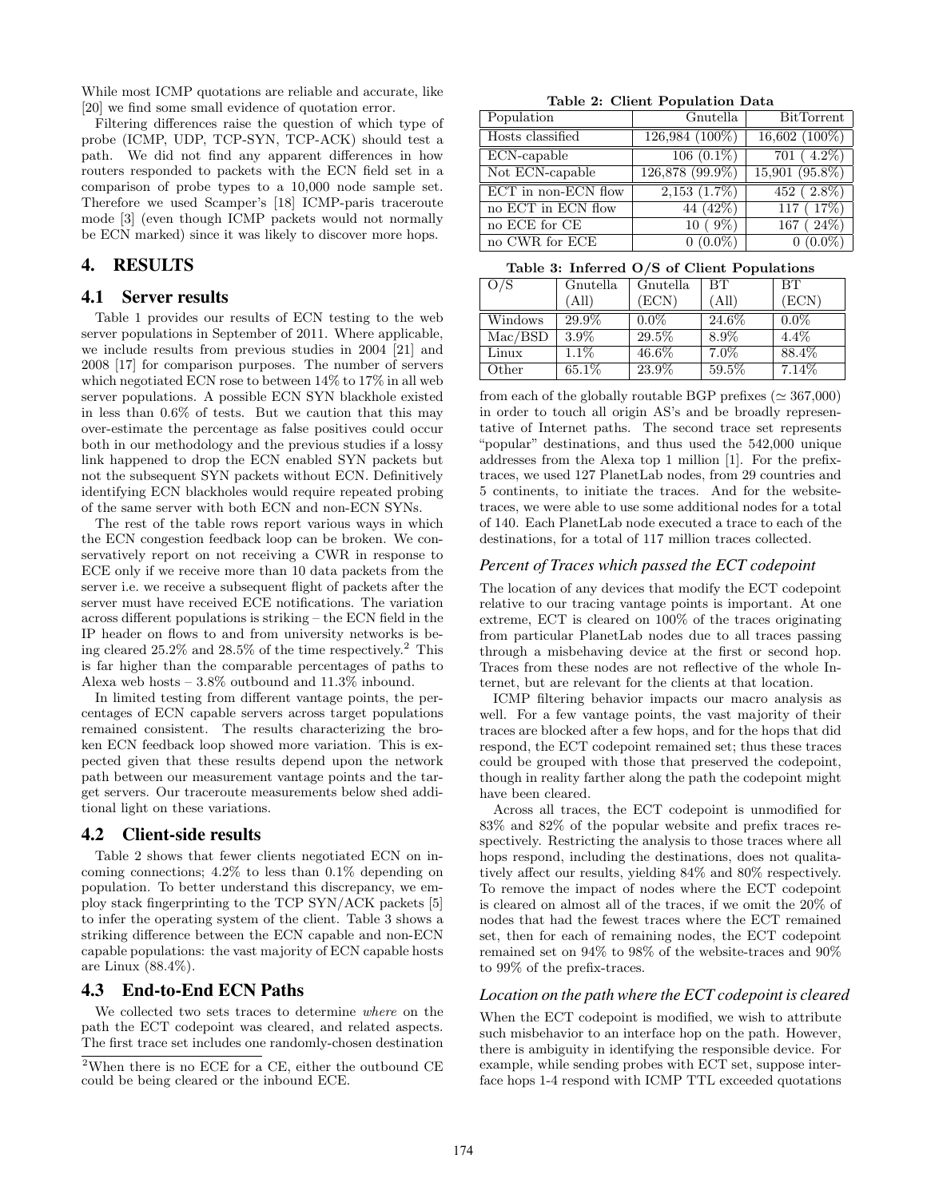While most ICMP quotations are reliable and accurate, like [20] we find some small evidence of quotation error.

Filtering differences raise the question of which type of probe (ICMP, UDP, TCP-SYN, TCP-ACK) should test a path. We did not find any apparent differences in how routers responded to packets with the ECN field set in a comparison of probe types to a 10,000 node sample set. Therefore we used Scamper's [18] ICMP-paris traceroute mode [3] (even though ICMP packets would not normally be ECN marked) since it was likely to discover more hops.

## 4. RESULTS

### 4.1 Server results

Table 1 provides our results of ECN testing to the web server populations in September of 2011. Where applicable, we include results from previous studies in 2004 [21] and 2008 [17] for comparison purposes. The number of servers which negotiated ECN rose to between 14% to 17% in all web server populations. A possible ECN SYN blackhole existed in less than 0.6% of tests. But we caution that this may over-estimate the percentage as false positives could occur both in our methodology and the previous studies if a lossy link happened to drop the ECN enabled SYN packets but not the subsequent SYN packets without ECN. Definitively identifying ECN blackholes would require repeated probing of the same server with both ECN and non-ECN SYNs.

The rest of the table rows report various ways in which the ECN congestion feedback loop can be broken. We conservatively report on not receiving a CWR in response to ECE only if we receive more than 10 data packets from the server i.e. we receive a subsequent flight of packets after the server must have received ECE notifications. The variation across different populations is striking – the ECN field in the IP header on flows to and from university networks is being cleared 25.2% and 28.5% of the time respectively.[2] This is far higher than the comparable percentages of paths to Alexa web hosts – 3.8% outbound and 11.3% inbound.

In limited testing from different vantage points, the percentages of ECN capable servers across target populations remained consistent. The results characterizing the broken ECN feedback loop showed more variation. This is expected given that these results depend upon the network path between our measurement vantage points and the target servers. Our traceroute measurements below shed additional light on these variations.

### 4.2 Client-side results

Table 2 shows that fewer clients negotiated ECN on incoming connections; 4.2% to less than 0.1% depending on population. To better understand this discrepancy, we employ stack fingerprinting to the TCP SYN/ACK packets [5] to infer the operating system of the client. Table 3 shows a striking difference between the ECN capable and non-ECN capable populations: the vast majority of ECN capable hosts are Linux (88.4%).

### 4.3 End-to-End ECN Paths

We collected two sets traces to determine *where* on the path the ECT codepoint was cleared, and related aspects. The first trace set includes one randomly-chosen destination from each of the globally routable BGP prefixes ($\simeq$ 367,000) in order to touch all origin AS's and be broadly representative of Internet paths. The second trace set represents "popular" destinations, and thus used the 542,000 unique addresses from the Alexa top 1 million [1]. For the prefix-traces, we used 127 PlanetLab nodes, from 29 countries and 5 continents, to initiate the traces. And for the website-traces, we were able to use some additional nodes for a total of 140. Each PlanetLab node executed a trace to each of the destinations, for a total of 117 million traces collected.

[2] When there is no ECE for a CE, either the outbound CE could be being cleared or the inbound ECE.

**Table 2: Client Population Data**

| Population | Gnutella | BitTorrent |
|---|---|---|
| Hosts classified | 126,984 (100%) | 16,602 (100%) |
| ECN-capable | 106 (0.1%) | 701 ( 4.2%) |
| Not ECN-capable | 126,878 (99.9%) | 15,901 (95.8%) |
| ECT in non-ECN flow | 2,153 (1.7%) | 452 ( 2.8%) |
| no ECT in ECN flow | 44 (42%) | 117 ( 17%) |
| no ECE for CE | 10 ( 9%) | 167 ( 24%) |
| no CWR for ECE | 0 (0.0%) | 0 (0.0%) |

**Table 3: Inferred O/S of Client Populations**

| O/S | Gnutella (All) | Gnutella (ECN) | BT (All) | BT (ECN) |
|---|---|---|---|---|
| Windows | 29.9% | 0.0% | 24.6% | 0.0% |
| Mac/BSD | 3.9% | 29.5% | 8.9% | 4.4% |
| Linux | 1.1% | 46.6% | 7.0% | 88.4% |
| Other | 65.1% | 23.9% | 59.5% | 7.14% |

#### *Percent of Traces which passed the ECT codepoint*

The location of any devices that modify the ECT codepoint relative to our tracing vantage points is important. At one extreme, ECT is cleared on 100% of the traces originating from particular PlanetLab nodes due to all traces passing through a misbehaving device at the first or second hop. Traces from these nodes are not reflective of the whole Internet, but are relevant for the clients at that location.

ICMP filtering behavior impacts our macro analysis as well. For a few vantage points, the vast majority of their traces are blocked after a few hops, and for the hops that did respond, the ECT codepoint remained set; thus these traces could be grouped with those that preserved the codepoint, though in reality farther along the path the codepoint might have been cleared.

Across all traces, the ECT codepoint is unmodified for 83% and 82% of the popular website and prefix traces respectively. Restricting the analysis to those traces where all hops respond, including the destinations, does not qualitatively affect our results, yielding 84% and 80% respectively. To remove the impact of nodes where the ECT codepoint is cleared on almost all of the traces, if we omit the 20% of nodes that had the fewest traces where the ECT remained set, then for each of remaining nodes, the ECT codepoint remained set on 94% to 98% of the website-traces and 90% to 99% of the prefix-traces.

#### *Location on the path where the ECT codepoint is cleared*

When the ECT codepoint is modified, we wish to attribute such misbehavior to an interface hop on the path. However, there is ambiguity in identifying the responsible device. For example, while sending probes with ECT set, suppose interface hops 1-4 respond with ICMP TTL exceeded quotations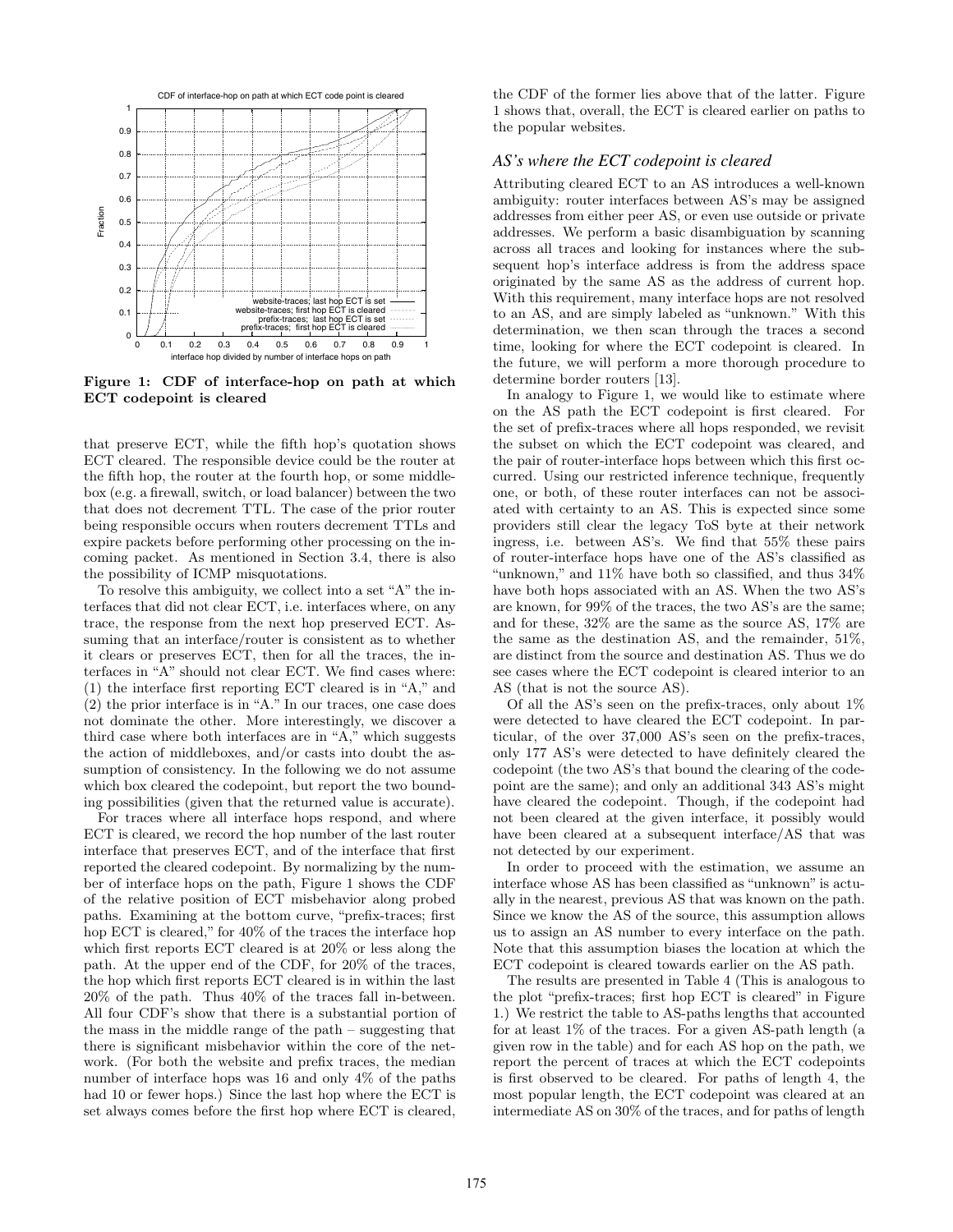**Figure 1: CDF of interface-hop on path at which ECT codepoint is cleared**

that preserve ECT, while the fifth hop's quotation shows ECT cleared. The responsible device could be the router at the fifth hop, the router at the fourth hop, or some middlebox (e.g. a firewall, switch, or load balancer) between the two that does not decrement TTL. The case of the prior router being responsible occurs when routers decrement TTLs and expire packets before performing other processing on the incoming packet. As mentioned in Section 3.4, there is also the possibility of ICMP misquotations.

To resolve this ambiguity, we collect into a set "A" the interfaces that did not clear ECT, i.e. interfaces where, on any trace, the response from the next hop preserved ECT. Assuming that an interface/router is consistent as to whether it clears or preserves ECT, then for all the traces, the interfaces in "A" should not clear ECT. We find cases where: (1) the interface first reporting ECT cleared is in "A," and (2) the prior interface is in "A." In our traces, one case does not dominate the other. More interestingly, we discover a third case where both interfaces are in "A," which suggests the action of middleboxes, and/or casts into doubt the assumption of consistency. In the following we do not assume which box cleared the codepoint, but report the two bounding possibilities (given that the returned value is accurate).

For traces where all interface hops respond, and where ECT is cleared, we record the hop number of the last router interface that preserves ECT, and of the interface that first reported the cleared codepoint. By normalizing by the number of interface hops on the path, Figure 1 shows the CDF of the relative position of ECT misbehavior along probed paths. Examining at the bottom curve, "prefix-traces; first hop ECT is cleared," for 40% of the traces the interface hop which first reports ECT cleared is at 20% or less along the path. At the upper end of the CDF, for 20% of the traces, the hop which first reports ECT cleared is in within the last 20% of the path. Thus 40% of the traces fall in-between. All four CDF's show that there is a substantial portion of the mass in the middle range of the path – suggesting that there is significant misbehavior within the core of the network. (For both the website and prefix traces, the median number of interface hops was 16 and only 4% of the paths had 10 or fewer hops.) Since the last hop where the ECT is set always comes before the first hop where ECT is cleared, the CDF of the former lies above that of the latter. Figure 1 shows that, overall, the ECT is cleared earlier on paths to the popular websites.

### *AS's where the ECT codepoint is cleared*

Attributing cleared ECT to an AS introduces a well-known ambiguity: router interfaces between AS's may be assigned addresses from either peer AS, or even use outside or private addresses. We perform a basic disambiguation by scanning across all traces and looking for instances where the subsequent hop's interface address is from the address space originated by the same AS as the address of current hop. With this requirement, many interface hops are not resolved to an AS, and are simply labeled as "unknown." With this determination, we then scan through the traces a second time, looking for where the ECT codepoint is cleared. In the future, we will perform a more thorough procedure to determine border routers [13].

In analogy to Figure 1, we would like to estimate where on the AS path the ECT codepoint is first cleared. For the set of prefix-traces where all hops responded, we revisit the subset on which the ECT codepoint was cleared, and the pair of router-interface hops between which this first occurred. Using our restricted inference technique, frequently one, or both, of these router interfaces can not be associated with certainty to an AS. This is expected since some providers still clear the legacy ToS byte at their network ingress, i.e. between AS's. We find that 55% these pairs of router-interface hops have one of the AS's classified as "unknown," and 11% have both so classified, and thus 34% have both hops associated with an AS. When the two AS's are known, for 99% of the traces, the two AS's are the same; and for these, 32% are the same as the source AS, 17% are the same as the destination AS, and the remainder, 51%, are distinct from the source and destination AS. Thus we do see cases where the ECT codepoint is cleared interior to an AS (that is not the source AS).

Of all the AS's seen on the prefix-traces, only about 1% were detected to have cleared the ECT codepoint. In particular, of the over 37,000 AS's seen on the prefix-traces, only 177 AS's were detected to have definitely cleared the codepoint (the two AS's that bound the clearing of the codepoint are the same); and only an additional 343 AS's might have cleared the codepoint. Though, if the codepoint had not been cleared at the given interface, it possibly would have been cleared at a subsequent interface/AS that was not detected by our experiment.

In order to proceed with the estimation, we assume an interface whose AS has been classified as "unknown" is actually in the nearest, previous AS that was known on the path. Since we know the AS of the source, this assumption allows us to assign an AS number to every interface on the path. Note that this assumption biases the location at which the ECT codepoint is cleared towards earlier on the AS path.

The results are presented in Table 4 (This is analogous to the plot "prefix-traces; first hop ECT is cleared" in Figure 1.) We restrict the table to AS-paths lengths that accounted for at least 1% of the traces. For a given AS-path length (a given row in the table) and for each AS hop on the path, we report the percent of traces at which the ECT codepoints is first observed to be cleared. For paths of length 4, the most popular length, the ECT codepoint was cleared at an intermediate AS on 30% of the traces, and for paths of length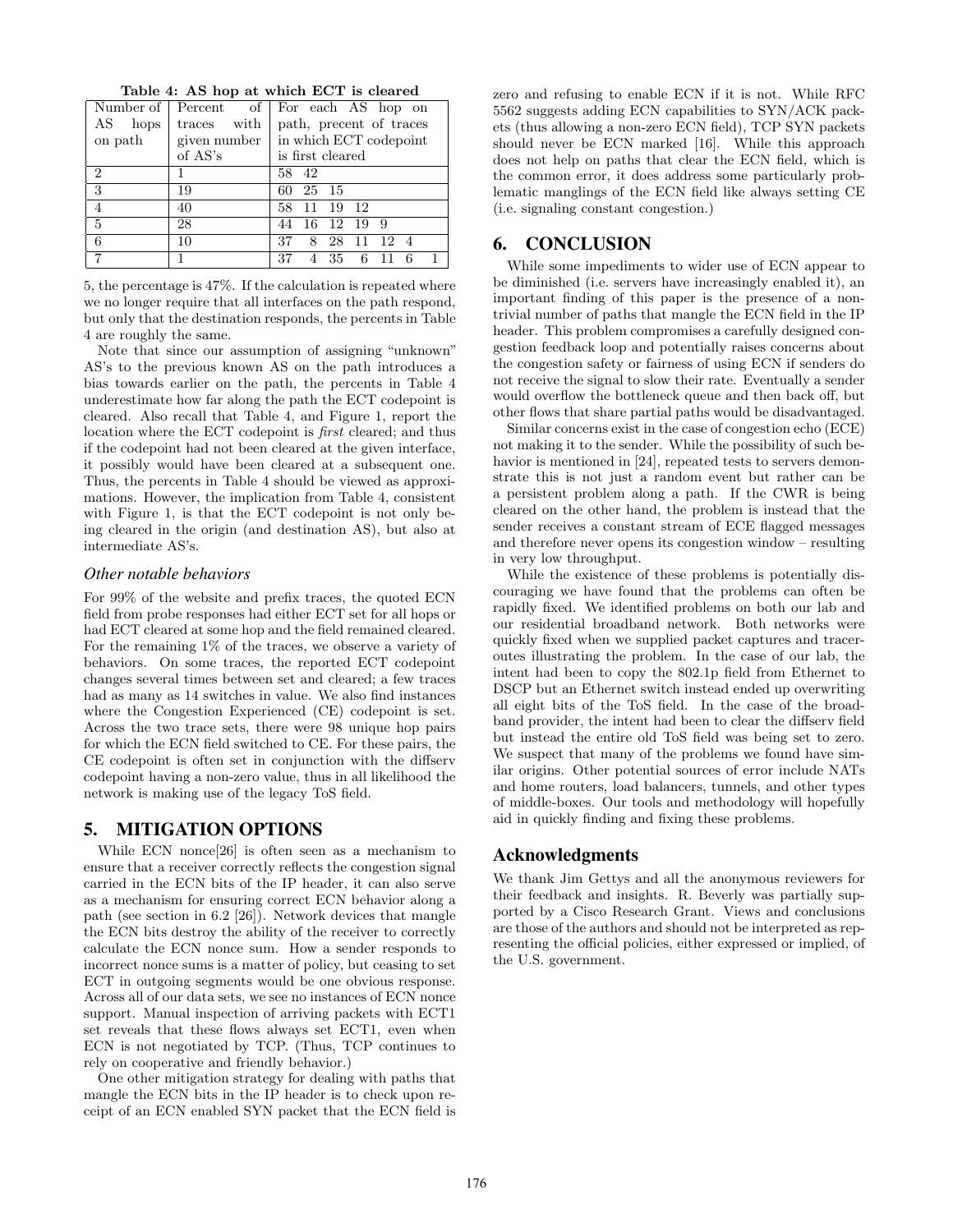**Table 4: AS hop at which ECT is cleared**

| Number of AS hops on path | Percent of traces with given number of AS's | For each AS hop on path, precent of traces in which ECT codepoint is first cleared |
|---|---|---|
| 2 | 1 | 58 42 |
| 3 | 19 | 60 25 15 |
| 4 | 40 | 58 11 19 12 |
| 5 | 28 | 44 16 12 19 9 |
| 6 | 10 | 37 8 28 11 12 4 |
| 7 | 1 | 37 4 35 6 11 6 1 |

5, the percentage is 47%. If the calculation is repeated where we no longer require that all interfaces on the path respond, but only that the destination responds, the percents in Table 4 are roughly the same.

Note that since our assumption of assigning "unknown" AS's to the previous known AS on the path introduces a bias towards earlier on the path, the percents in Table 4 underestimate how far along the path the ECT codepoint is cleared. Also recall that Table 4, and Figure 1, report the location where the ECT codepoint is *first* cleared; and thus if the codepoint had not been cleared at the given interface, it possibly would have been cleared at a subsequent one. Thus, the percents in Table 4 should be viewed as approximations. However, the implication from Table 4, consistent with Figure 1, is that the ECT codepoint is not only being cleared in the origin (and destination AS), but also at intermediate AS's.

### *Other notable behaviors*

For 99% of the website and prefix traces, the quoted ECN field from probe responses had either ECT set for all hops or had ECT cleared at some hop and the field remained cleared. For the remaining 1% of the traces, we observe a variety of behaviors. On some traces, the reported ECT codepoint changes several times between set and cleared; a few traces had as many as 14 switches in value. We also find instances where the Congestion Experienced (CE) codepoint is set. Across the two trace sets, there were 98 unique hop pairs for which the ECN field switched to CE. For these pairs, the CE codepoint is often set in conjunction with the diffserv codepoint having a non-zero value, thus in all likelihood the network is making use of the legacy ToS field.

## 5. MITIGATION OPTIONS

While ECN nonce[26] is often seen as a mechanism to ensure that a receiver correctly reflects the congestion signal carried in the ECN bits of the IP header, it can also serve as a mechanism for ensuring correct ECN behavior along a path (see section in 6.2 [26]). Network devices that mangle the ECN bits destroy the ability of the receiver to correctly calculate the ECN nonce sum. How a sender responds to incorrect nonce sums is a matter of policy, but ceasing to set ECT in outgoing segments would be one obvious response. Across all of our data sets, we see no instances of ECN nonce support. Manual inspection of arriving packets with ECT1 set reveals that these flows always set ECT1, even when ECN is not negotiated by TCP. (Thus, TCP continues to rely on cooperative and friendly behavior.)

One other mitigation strategy for dealing with paths that mangle the ECN bits in the IP header is to check upon receipt of an ECN enabled SYN packet that the ECN field is zero and refusing to enable ECN if it is not. While RFC 5562 suggests adding ECN capabilities to SYN/ACK packets (thus allowing a non-zero ECN field), TCP SYN packets should never be ECN marked [16]. While this approach does not help on paths that clear the ECN field, which is the common error, it does address some particularly problematic manglings of the ECN field like always setting CE (i.e. signaling constant congestion.)

## 6. CONCLUSION

While some impediments to wider use of ECN appear to be diminished (i.e. servers have increasingly enabled it), an important finding of this paper is the presence of a nontrivial number of paths that mangle the ECN field in the IP header. This problem compromises a carefully designed congestion feedback loop and potentially raises concerns about the congestion safety or fairness of using ECN if senders do not receive the signal to slow their rate. Eventually a sender would overflow the bottleneck queue and then back off, but other flows that share partial paths would be disadvantaged.

Similar concerns exist in the case of congestion echo (ECE) not making it to the sender. While the possibility of such behavior is mentioned in [24], repeated tests to servers demonstrate this is not just a random event but rather can be a persistent problem along a path. If the CWR is being cleared on the other hand, the problem is instead that the sender receives a constant stream of ECE flagged messages and therefore never opens its congestion window – resulting in very low throughput.

While the existence of these problems is potentially discouraging we have found that the problems can often be rapidly fixed. We identified problems on both our lab and our residential broadband network. Both networks were quickly fixed when we supplied packet captures and traceroutes illustrating the problem. In the case of our lab, the intent had been to copy the 802.1p field from Ethernet to DSCP but an Ethernet switch instead ended up overwriting all eight bits of the ToS field. In the case of the broadband provider, the intent had been to clear the diffserv field but instead the entire old ToS field was being set to zero. We suspect that many of the problems we found have similar origins. Other potential sources of error include NATs and home routers, load balancers, tunnels, and other types of middle-boxes. Our tools and methodology will hopefully aid in quickly finding and fixing these problems.

## Acknowledgments

We thank Jim Gettys and all the anonymous reviewers for their feedback and insights. R. Beverly was partially supported by a Cisco Research Grant. Views and conclusions are those of the authors and should not be interpreted as representing the official policies, either expressed or implied, of the U.S. government.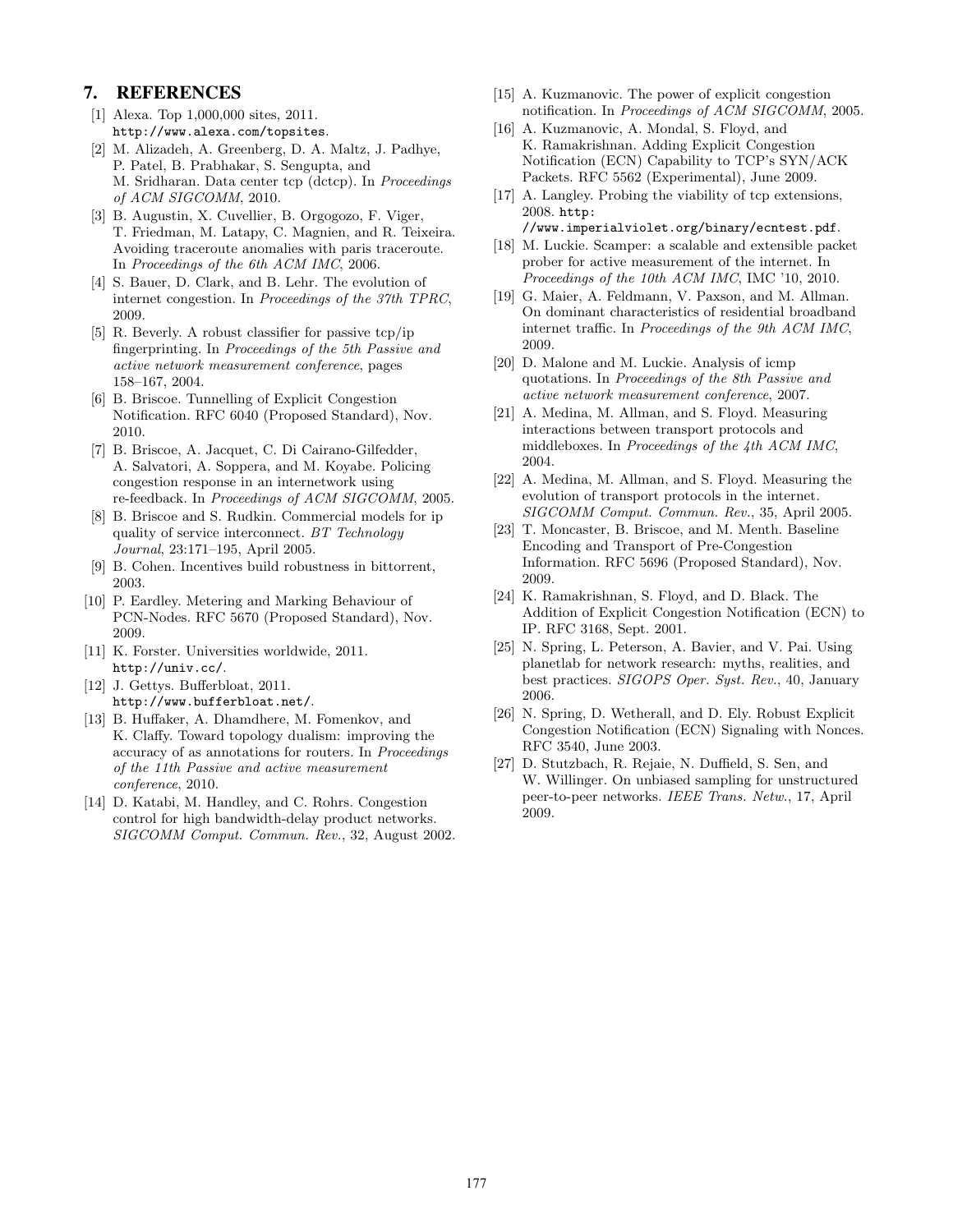## 7. REFERENCES

[1] Alexa. Top 1,000,000 sites, 2011. http://www.alexa.com/topsites.

[2] M. Alizadeh, A. Greenberg, D. A. Maltz, J. Padhye, P. Patel, B. Prabhakar, S. Sengupta, and M. Sridharan. Data center tcp (dctcp). In *Proceedings of ACM SIGCOMM*, 2010.

[3] B. Augustin, X. Cuvellier, B. Orgogozo, F. Viger, T. Friedman, M. Latapy, C. Magnien, and R. Teixeira. Avoiding traceroute anomalies with paris traceroute. In *Proceedings of the 6th ACM IMC*, 2006.

[4] S. Bauer, D. Clark, and B. Lehr. The evolution of internet congestion. In *Proceedings of the 37th TPRC*, 2009.

[5] R. Beverly. A robust classifier for passive tcp/ip fingerprinting. In *Proceedings of the 5th Passive and active network measurement conference*, pages 158–167, 2004.

[6] B. Briscoe. Tunnelling of Explicit Congestion Notification. RFC 6040 (Proposed Standard), Nov. 2010.

[7] B. Briscoe, A. Jacquet, C. Di Cairano-Gilfedder, A. Salvatori, A. Soppera, and M. Koyabe. Policing congestion response in an internetwork using re-feedback. In *Proceedings of ACM SIGCOMM*, 2005.

[8] B. Briscoe and S. Rudkin. Commercial models for ip quality of service interconnect. *BT Technology Journal*, 23:171–195, April 2005.

[9] B. Cohen. Incentives build robustness in bittorrent, 2003.

[10] P. Eardley. Metering and Marking Behaviour of PCN-Nodes. RFC 5670 (Proposed Standard), Nov. 2009.

[11] K. Forster. Universities worldwide, 2011. http://univ.cc/.

[12] J. Gettys. Bufferbloat, 2011. http://www.bufferbloat.net/.

[13] B. Huffaker, A. Dhamdhere, M. Fomenkov, and K. Claffy. Toward topology dualism: improving the accuracy of as annotations for routers. In *Proceedings of the 11th Passive and active measurement conference*, 2010.

[14] D. Katabi, M. Handley, and C. Rohrs. Congestion control for high bandwidth-delay product networks. *SIGCOMM Comput. Commun. Rev.*, 32, August 2002.

[15] A. Kuzmanovic. The power of explicit congestion notification. In *Proceedings of ACM SIGCOMM*, 2005.

[16] A. Kuzmanovic, A. Mondal, S. Floyd, and K. Ramakrishnan. Adding Explicit Congestion Notification (ECN) Capability to TCP's SYN/ACK Packets. RFC 5562 (Experimental), June 2009.

[17] A. Langley. Probing the viability of tcp extensions, 2008. http://www.imperialviolet.org/binary/ecntest.pdf.

[18] M. Luckie. Scamper: a scalable and extensible packet prober for active measurement of the internet. In *Proceedings of the 10th ACM IMC*, IMC '10, 2010.

[19] G. Maier, A. Feldmann, V. Paxson, and M. Allman. On dominant characteristics of residential broadband internet traffic. In *Proceedings of the 9th ACM IMC*, 2009.

[20] D. Malone and M. Luckie. Analysis of icmp quotations. In *Proceedings of the 8th Passive and active network measurement conference*, 2007.

[21] A. Medina, M. Allman, and S. Floyd. Measuring interactions between transport protocols and middleboxes. In *Proceedings of the 4th ACM IMC*, 2004.

[22] A. Medina, M. Allman, and S. Floyd. Measuring the evolution of transport protocols in the internet. *SIGCOMM Comput. Commun. Rev.*, 35, April 2005.

[23] T. Moncaster, B. Briscoe, and M. Menth. Baseline Encoding and Transport of Pre-Congestion Information. RFC 5696 (Proposed Standard), Nov. 2009.

[24] K. Ramakrishnan, S. Floyd, and D. Black. The Addition of Explicit Congestion Notification (ECN) to IP. RFC 3168, Sept. 2001.

[25] N. Spring, L. Peterson, A. Bavier, and V. Pai. Using planetlab for network research: myths, realities, and best practices. *SIGOPS Oper. Syst. Rev.*, 40, January 2006.

[26] N. Spring, D. Wetherall, and D. Ely. Robust Explicit Congestion Notification (ECN) Signaling with Nonces. RFC 3540, June 2003.

[27] D. Stutzbach, R. Rejaie, N. Duffield, S. Sen, and W. Willinger. On unbiased sampling for unstructured peer-to-peer networks. *IEEE Trans. Netw.*, 17, April 2009.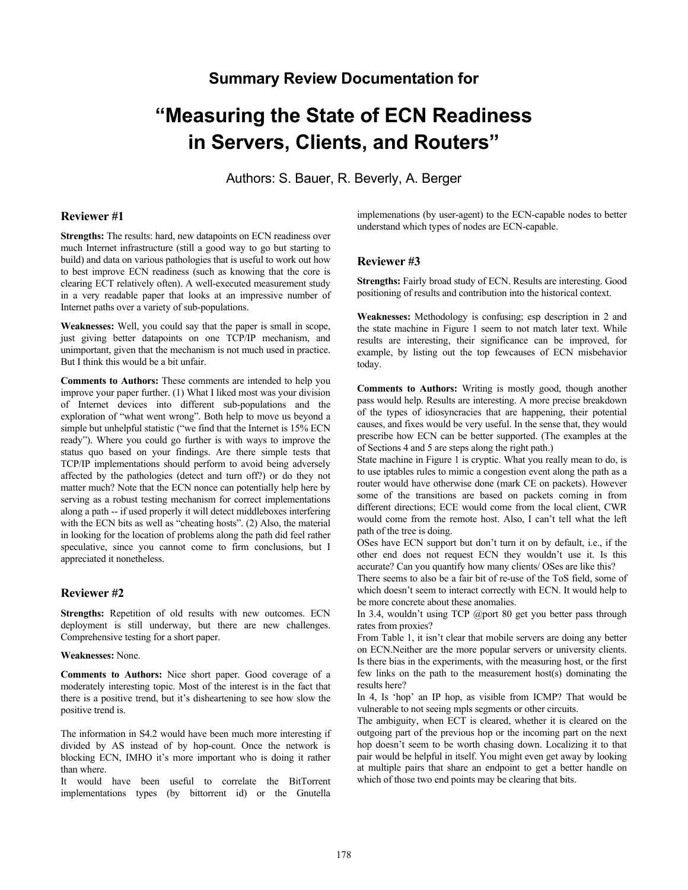# Summary Review Documentation for

# "Measuring the State of ECN Readiness in Servers, Clients, and Routers"

Authors: S. Bauer, R. Beverly, A. Berger

## Reviewer #1

**Strengths:** The results: hard, new datapoints on ECN readiness over much Internet infrastructure (still a good way to go but starting to build) and data on various pathologies that is useful to work out how to best improve ECN readiness (such as knowing that the core is clearing ECT relatively often). A well-executed measurement study in a very readable paper that looks at an impressive number of Internet paths over a variety of sub-populations.

**Weaknesses:** Well, you could say that the paper is small in scope, just giving better datapoints on one TCP/IP mechanism, and unimportant, given that the mechanism is not much used in practice. But I think this would be a bit unfair.

**Comments to Authors:** These comments are intended to help you improve your paper further. (1) What I liked most was your division of Internet devices into different sub-populations and the exploration of "what went wrong". Both help to move us beyond a simple but unhelpful statistic ("we find that the Internet is 15% ECN ready"). Where you could go further is with ways to improve the status quo based on your findings. Are there simple tests that TCP/IP implementations should perform to avoid being adversely affected by the pathologies (detect and turn off?) or do they not matter much? Note that the ECN nonce can potentially help here by serving as a robust testing mechanism for correct implementations along a path -- if used properly it will detect middleboxes interfering with the ECN bits as well as "cheating hosts". (2) Also, the material in looking for the location of problems along the path did feel rather speculative, since you cannot come to firm conclusions, but I appreciated it nonetheless.

## Reviewer #2

**Strengths:** Repetition of old results with new outcomes. ECN deployment is still underway, but there are new challenges. Comprehensive testing for a short paper.

**Weaknesses:** None.

**Comments to Authors:** Nice short paper. Good coverage of a moderately interesting topic. Most of the interest is in the fact that there is a positive trend, but it's disheartening to see how slow the positive trend is.

The information in S4.2 would have been much more interesting if divided by AS instead of by hop-count. Once the network is blocking ECN, IMHO it's more important who is doing it rather than where.

It would have been useful to correlate the BitTorrent implementations types (by bittorrent id) or the Gnutella implemenations (by user-agent) to the ECN-capable nodes to better understand which types of nodes are ECN-capable.

## Reviewer #3

**Strengths:** Fairly broad study of ECN. Results are interesting. Good positioning of results and contribution into the historical context.

**Weaknesses:** Methodology is confusing; esp description in 2 and the state machine in Figure 1 seem to not match later text. While results are interesting, their significance can be improved, for example, by listing out the top fewcauses of ECN misbehavior today.

**Comments to Authors:** Writing is mostly good, though another pass would help. Results are interesting. A more precise breakdown of the types of idiosyncracies that are happening, their potential causes, and fixes would be very useful. In the sense that, they would prescribe how ECN can be better supported. (The examples at the of Sections 4 and 5 are steps along the right path.)

State machine in Figure 1 is cryptic. What you really mean to do, is to use iptables rules to mimic a congestion event along the path as a router would have otherwise done (mark CE on packets). However some of the transitions are based on packets coming in from different directions; ECE would come from the local client, CWR would come from the remote host. Also, I can't tell what the left path of the tree is doing.

OSes have ECN support but don't turn it on by default, i.e., if the other end does not request ECN they wouldn't use it. Is this accurate? Can you quantify how many clients/ OSes are like this?

There seems to also be a fair bit of re-use of the ToS field, some of which doesn't seem to interact correctly with ECN. It would help to be more concrete about these anomalies.

In 3.4, wouldn't using TCP @port 80 get you better pass through rates from proxies?

From Table 1, it isn't clear that mobile servers are doing any better on ECN.Neither are the more popular servers or university clients. Is there bias in the experiments, with the measuring host, or the first few links on the path to the measurement host(s) dominating the results here?

In 4, Is 'hop' an IP hop, as visible from ICMP? That would be vulnerable to not seeing mpls segments or other circuits.

The ambiguity, when ECT is cleared, whether it is cleared on the outgoing part of the previous hop or the incoming part on the next hop doesn't seem to be worth chasing down. Localizing it to that pair would be helpful in itself. You might even get away by looking at multiple pairs that share an endpoint to get a better handle on which of those two end points may be clearing that bits.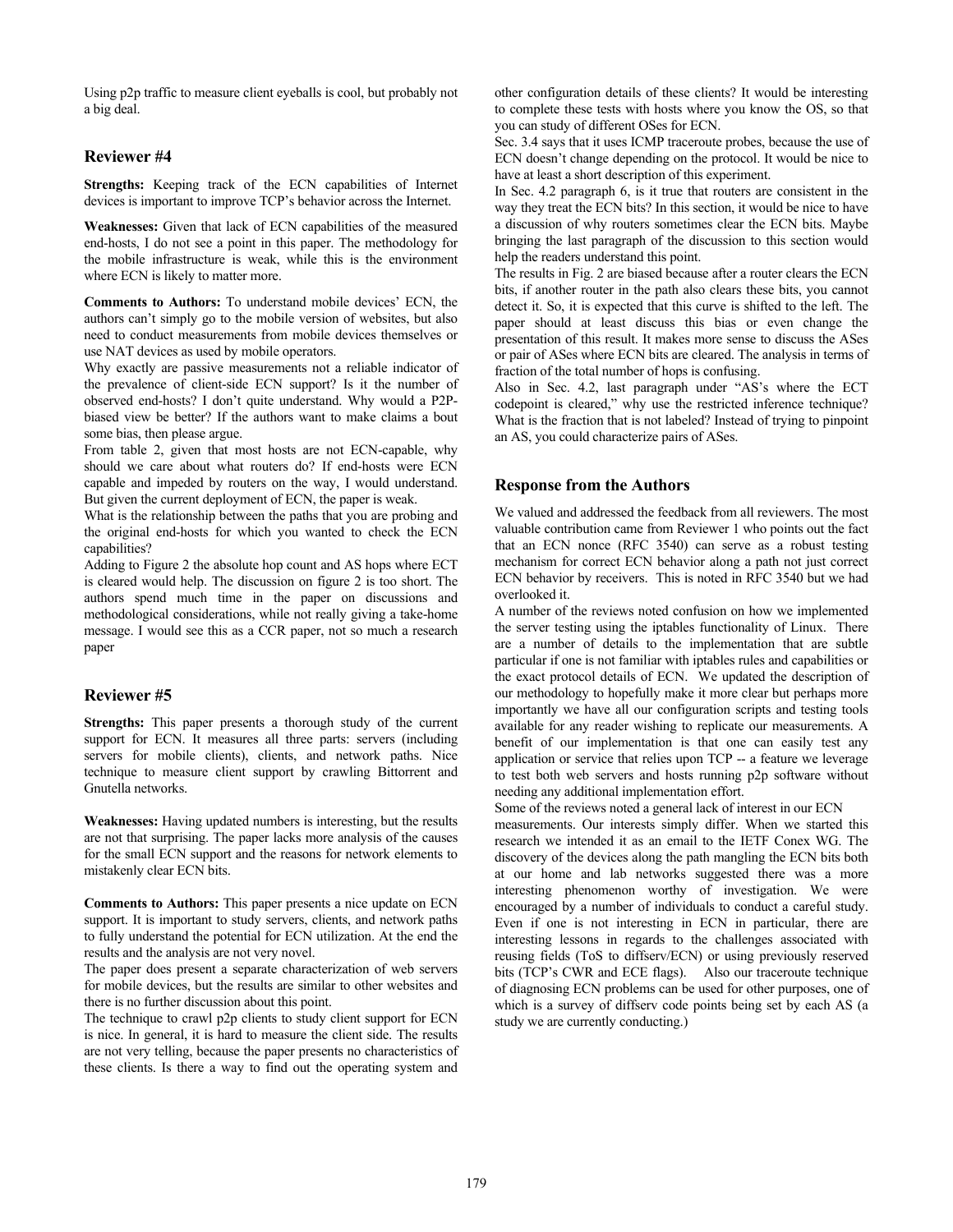Using p2p traffic to measure client eyeballs is cool, but probably not a big deal.

## Reviewer #4

**Strengths:** Keeping track of the ECN capabilities of Internet devices is important to improve TCP's behavior across the Internet.

**Weaknesses:** Given that lack of ECN capabilities of the measured end-hosts, I do not see a point in this paper. The methodology for the mobile infrastructure is weak, while this is the environment where ECN is likely to matter more.

**Comments to Authors:** To understand mobile devices' ECN, the authors can't simply go to the mobile version of websites, but also need to conduct measurements from mobile devices themselves or use NAT devices as used by mobile operators.

Why exactly are passive measurements not a reliable indicator of the prevalence of client-side ECN support? Is it the number of observed end-hosts? I don't quite understand. Why would a P2P-biased view be better? If the authors want to make claims a bout some bias, then please argue.

From table 2, given that most hosts are not ECN-capable, why should we care about what routers do? If end-hosts were ECN capable and impeded by routers on the way, I would understand. But given the current deployment of ECN, the paper is weak.

What is the relationship between the paths that you are probing and the original end-hosts for which you wanted to check the ECN capabilities?

Adding to Figure 2 the absolute hop count and AS hops where ECT is cleared would help. The discussion on figure 2 is too short. The authors spend much time in the paper on discussions and methodological considerations, while not really giving a take-home message. I would see this as a CCR paper, not so much a research paper

## Reviewer #5

**Strengths:** This paper presents a thorough study of the current support for ECN. It measures all three parts: servers (including servers for mobile clients), clients, and network paths. Nice technique to measure client support by crawling Bittorrent and Gnutella networks.

**Weaknesses:** Having updated numbers is interesting, but the results are not that surprising. The paper lacks more analysis of the causes for the small ECN support and the reasons for network elements to mistakenly clear ECN bits.

**Comments to Authors:** This paper presents a nice update on ECN support. It is important to study servers, clients, and network paths to fully understand the potential for ECN utilization. At the end the results and the analysis are not very novel.

The paper does present a separate characterization of web servers for mobile devices, but the results are similar to other websites and there is no further discussion about this point.

The technique to crawl p2p clients to study client support for ECN is nice. In general, it is hard to measure the client side. The results are not very telling, because the paper presents no characteristics of these clients. Is there a way to find out the operating system and other configuration details of these clients? It would be interesting to complete these tests with hosts where you know the OS, so that you can study of different OSes for ECN.

Sec. 3.4 says that it uses ICMP traceroute probes, because the use of ECN doesn't change depending on the protocol. It would be nice to have at least a short description of this experiment.

In Sec. 4.2 paragraph 6, is it true that routers are consistent in the way they treat the ECN bits? In this section, it would be nice to have a discussion of why routers sometimes clear the ECN bits. Maybe bringing the last paragraph of the discussion to this section would help the readers understand this point.

The results in Fig. 2 are biased because after a router clears the ECN bits, if another router in the path also clears these bits, you cannot detect it. So, it is expected that this curve is shifted to the left. The paper should at least discuss this bias or even change the presentation of this result. It makes more sense to discuss the ASes or pair of ASes where ECN bits are cleared. The analysis in terms of fraction of the total number of hops is confusing.

Also in Sec. 4.2, last paragraph under "AS's where the ECT codepoint is cleared," why use the restricted inference technique? What is the fraction that is not labeled? Instead of trying to pinpoint an AS, you could characterize pairs of ASes.

## Response from the Authors

We valued and addressed the feedback from all reviewers. The most valuable contribution came from Reviewer 1 who points out the fact that an ECN nonce (RFC 3540) can serve as a robust testing mechanism for correct ECN behavior along a path not just correct ECN behavior by receivers. This is noted in RFC 3540 but we had overlooked it.

A number of the reviews noted confusion on how we implemented the server testing using the iptables functionality of Linux. There are a number of details to the implementation that are subtle particular if one is not familiar with iptables rules and capabilities or the exact protocol details of ECN. We updated the description of our methodology to hopefully make it more clear but perhaps more importantly we have all our configuration scripts and testing tools available for any reader wishing to replicate our measurements. A benefit of our implementation is that one can easily test any application or service that relies upon TCP -- a feature we leverage to test both web servers and hosts running p2p software without needing any additional implementation effort.

Some of the reviews noted a general lack of interest in our ECN measurements. Our interests simply differ. When we started this research we intended it as an email to the IETF Conex WG. The discovery of the devices along the path mangling the ECN bits both at our home and lab networks suggested there was a more interesting phenomenon worthy of investigation. We were encouraged by a number of individuals to conduct a careful study. Even if one is not interesting in ECN in particular, there are interesting lessons in regards to the challenges associated with reusing fields (ToS to diffserv/ECN) or using previously reserved bits (TCP's CWR and ECE flags). Also our traceroute technique of diagnosing ECN problems can be used for other purposes, one of which is a survey of diffserv code points being set by each AS (a study we are currently conducting.)